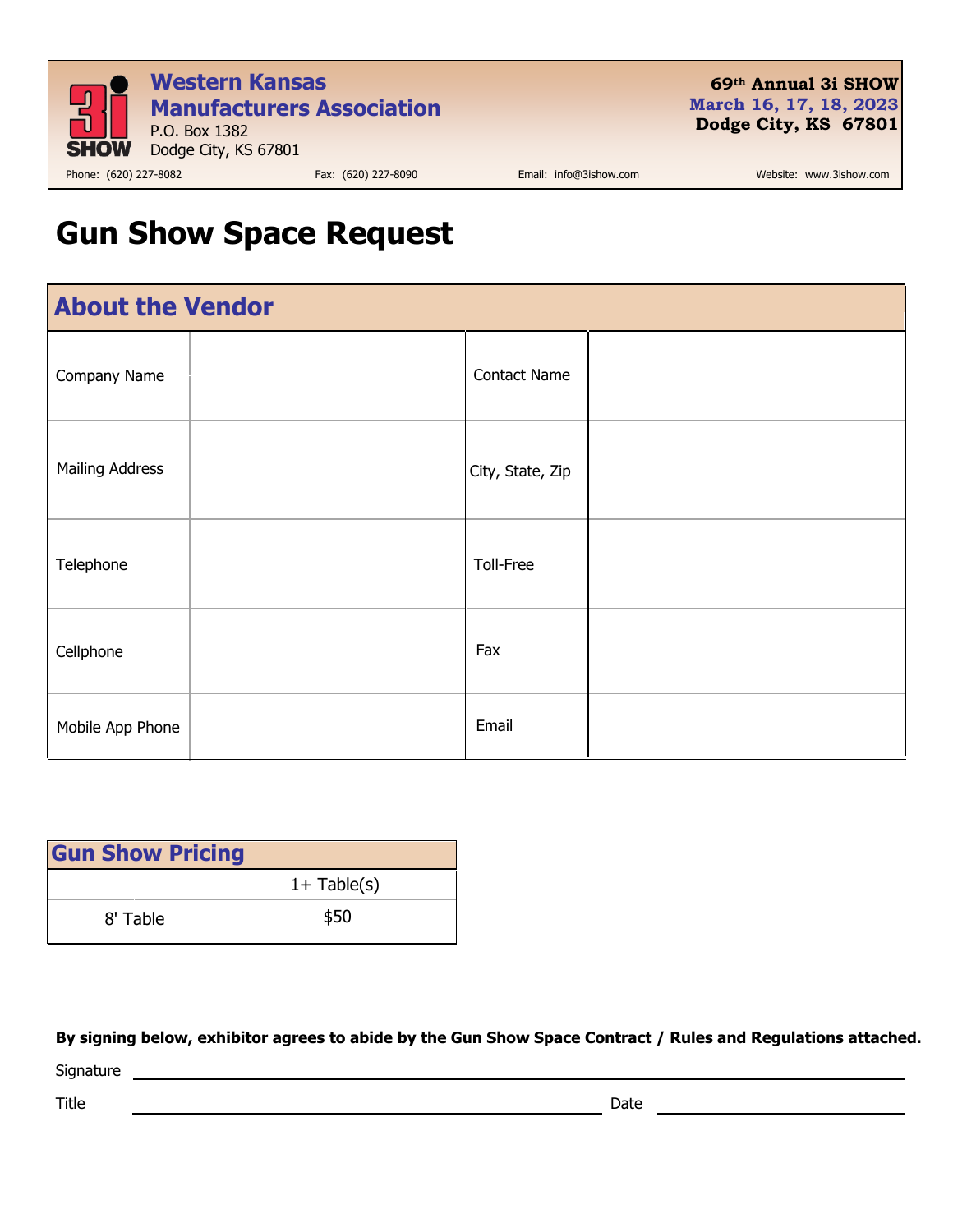**Western Kansas Manufacturers Association**
P.O. Box 1382
Dodge City, KS 67801

**69th Annual 3i SHOW**
**March 16, 17, 18, 2023**
**Dodge City, KS 67801**

Phone: (620) 227-8082 Fax: (620) 227-8090 Email: info@3ishow.com Website: www.3ishow.com

# Gun Show Space Request

## About the Vendor

| | | | |
|---|---|---|---|
| Company Name | | Contact Name | |
| Mailing Address | | City, State, Zip | |
| Telephone | | Toll-Free | |
| Cellphone | | Fax | |
| Mobile App Phone | | Email | |

## Gun Show Pricing

| | 1+ Table(s) |
|---|---|
| 8' Table | $50 |

**By signing below, exhibitor agrees to abide by the Gun Show Space Contract / Rules and Regulations attached.**

Signature ______________________________________________

Title ______________________________ Date ________________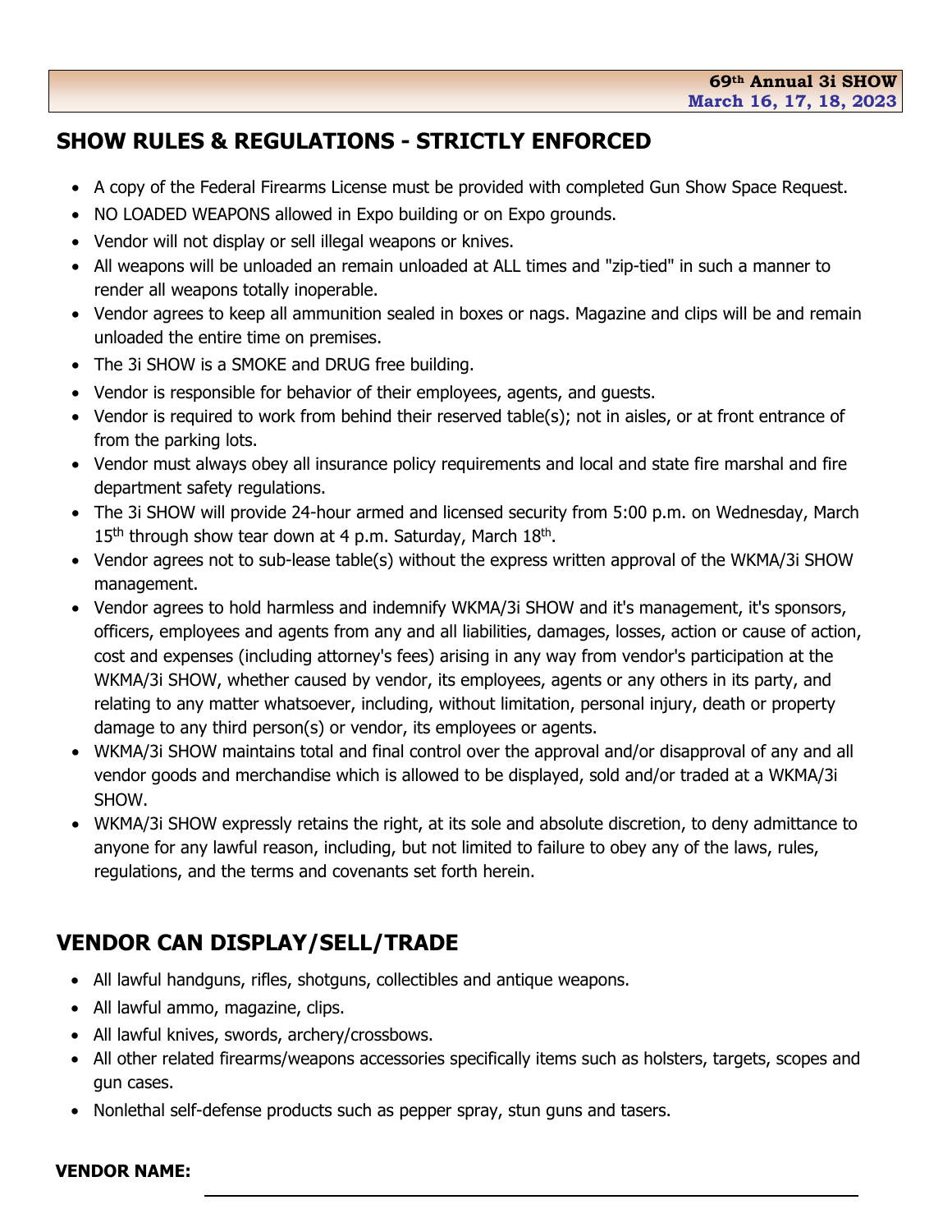**69th Annual 3i SHOW**
**March 16, 17, 18, 2023**

## SHOW RULES & REGULATIONS - STRICTLY ENFORCED

- A copy of the Federal Firearms License must be provided with completed Gun Show Space Request.
- NO LOADED WEAPONS allowed in Expo building or on Expo grounds.
- Vendor will not display or sell illegal weapons or knives.
- All weapons will be unloaded an remain unloaded at ALL times and "zip-tied" in such a manner to render all weapons totally inoperable.
- Vendor agrees to keep all ammunition sealed in boxes or nags. Magazine and clips will be and remain unloaded the entire time on premises.
- The 3i SHOW is a SMOKE and DRUG free building.
- Vendor is responsible for behavior of their employees, agents, and guests.
- Vendor is required to work from behind their reserved table(s); not in aisles, or at front entrance of from the parking lots.
- Vendor must always obey all insurance policy requirements and local and state fire marshal and fire department safety regulations.
- The 3i SHOW will provide 24-hour armed and licensed security from 5:00 p.m. on Wednesday, March 15th through show tear down at 4 p.m. Saturday, March 18th.
- Vendor agrees not to sub-lease table(s) without the express written approval of the WKMA/3i SHOW management.
- Vendor agrees to hold harmless and indemnify WKMA/3i SHOW and it's management, it's sponsors, officers, employees and agents from any and all liabilities, damages, losses, action or cause of action, cost and expenses (including attorney's fees) arising in any way from vendor's participation at the WKMA/3i SHOW, whether caused by vendor, its employees, agents or any others in its party, and relating to any matter whatsoever, including, without limitation, personal injury, death or property damage to any third person(s) or vendor, its employees or agents.
- WKMA/3i SHOW maintains total and final control over the approval and/or disapproval of any and all vendor goods and merchandise which is allowed to be displayed, sold and/or traded at a WKMA/3i SHOW.
- WKMA/3i SHOW expressly retains the right, at its sole and absolute discretion, to deny admittance to anyone for any lawful reason, including, but not limited to failure to obey any of the laws, rules, regulations, and the terms and covenants set forth herein.

## VENDOR CAN DISPLAY/SELL/TRADE

- All lawful handguns, rifles, shotguns, collectibles and antique weapons.
- All lawful ammo, magazine, clips.
- All lawful knives, swords, archery/crossbows.
- All other related firearms/weapons accessories specifically items such as holsters, targets, scopes and gun cases.
- Nonlethal self-defense products such as pepper spray, stun guns and tasers.

**VENDOR NAME:** ______________________________